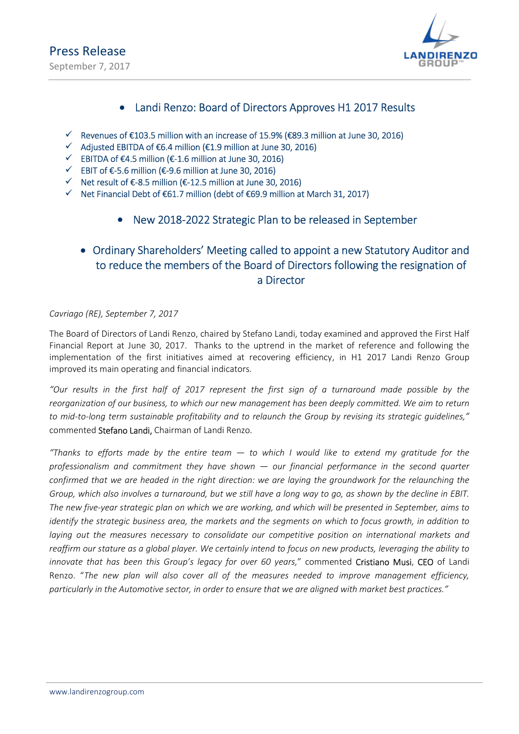# Press Release

September 7, 2017

- Landi Renzo: Board of Directors Approves H1 2017 Results

- ✓ Revenues of €103.5 million with an increase of 15.9% (€89.3 million at June 30, 2016)
- ✓ Adjusted EBITDA of €6.4 million (€1.9 million at June 30, 2016)
- ✓ EBITDA of €4.5 million (€-1.6 million at June 30, 2016)
- ✓ EBIT of €-5.6 million (€-9.6 million at June 30, 2016)
- ✓ Net result of €-8.5 million (€-12.5 million at June 30, 2016)
- ✓ Net Financial Debt of €61.7 million (debt of €69.9 million at March 31, 2017)

- New 2018-2022 Strategic Plan to be released in September

- Ordinary Shareholders' Meeting called to appoint a new Statutory Auditor and to reduce the members of the Board of Directors following the resignation of a Director

*Cavriago (RE), September 7, 2017*

The Board of Directors of Landi Renzo, chaired by Stefano Landi, today examined and approved the First Half Financial Report at June 30, 2017. Thanks to the uptrend in the market of reference and following the implementation of the first initiatives aimed at recovering efficiency, in H1 2017 Landi Renzo Group improved its main operating and financial indicators.

*"Our results in the first half of 2017 represent the first sign of a turnaround made possible by the reorganization of our business, to which our new management has been deeply committed. We aim to return to mid-to-long term sustainable profitability and to relaunch the Group by revising its strategic guidelines,"* commented Stefano Landi, Chairman of Landi Renzo.

*"Thanks to efforts made by the entire team — to which I would like to extend my gratitude for the professionalism and commitment they have shown — our financial performance in the second quarter confirmed that we are headed in the right direction: we are laying the groundwork for the relaunching the Group, which also involves a turnaround, but we still have a long way to go, as shown by the decline in EBIT. The new five-year strategic plan on which we are working, and which will be presented in September, aims to identify the strategic business area, the markets and the segments on which to focus growth, in addition to laying out the measures necessary to consolidate our competitive position on international markets and reaffirm our stature as a global player. We certainly intend to focus on new products, leveraging the ability to innovate that has been this Group's legacy for over 60 years,"* commented Cristiano Musi, CEO of Landi Renzo. *"The new plan will also cover all of the measures needed to improve management efficiency, particularly in the Automotive sector, in order to ensure that we are aligned with market best practices."*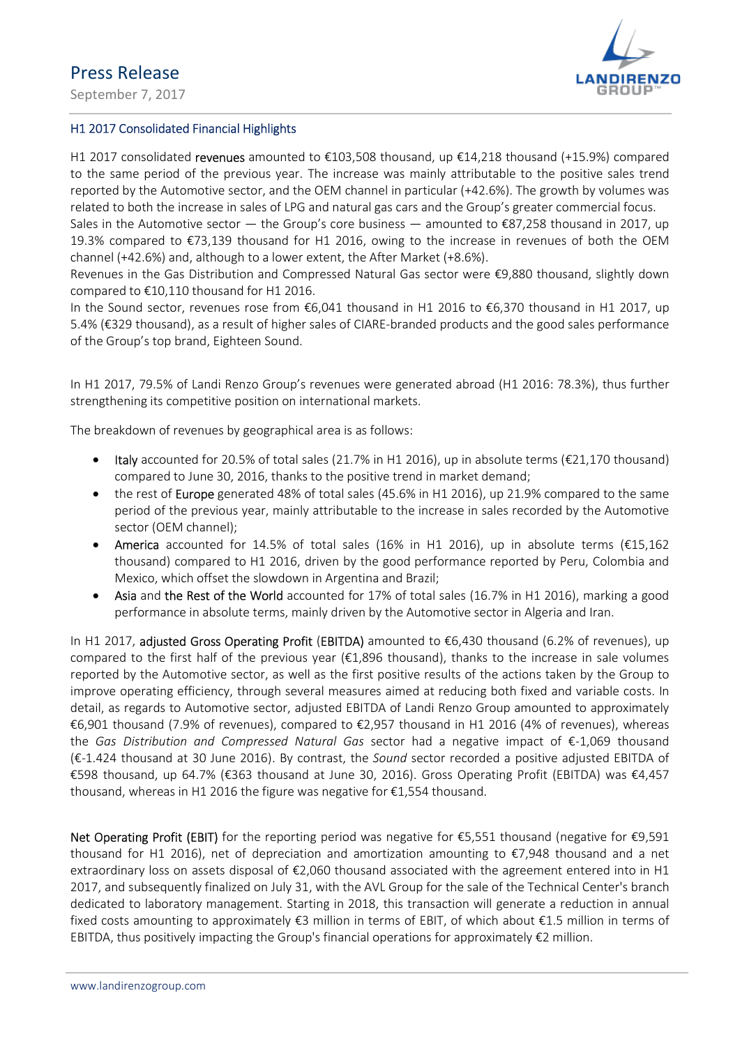## H1 2017 Consolidated Financial Highlights

H1 2017 consolidated **revenues** amounted to €103,508 thousand, up €14,218 thousand (+15.9%) compared to the same period of the previous year. The increase was mainly attributable to the positive sales trend reported by the Automotive sector, and the OEM channel in particular (+42.6%). The growth by volumes was related to both the increase in sales of LPG and natural gas cars and the Group's greater commercial focus.
Sales in the Automotive sector — the Group's core business — amounted to €87,258 thousand in 2017, up 19.3% compared to €73,139 thousand for H1 2016, owing to the increase in revenues of both the OEM channel (+42.6%) and, although to a lower extent, the After Market (+8.6%).
Revenues in the Gas Distribution and Compressed Natural Gas sector were €9,880 thousand, slightly down compared to €10,110 thousand for H1 2016.
In the Sound sector, revenues rose from €6,041 thousand in H1 2016 to €6,370 thousand in H1 2017, up 5.4% (€329 thousand), as a result of higher sales of CIARE-branded products and the good sales performance of the Group's top brand, Eighteen Sound.

In H1 2017, 79.5% of Landi Renzo Group's revenues were generated abroad (H1 2016: 78.3%), thus further strengthening its competitive position on international markets.

The breakdown of revenues by geographical area is as follows:

- **Italy** accounted for 20.5% of total sales (21.7% in H1 2016), up in absolute terms (€21,170 thousand) compared to June 30, 2016, thanks to the positive trend in market demand;
- the rest of **Europe** generated 48% of total sales (45.6% in H1 2016), up 21.9% compared to the same period of the previous year, mainly attributable to the increase in sales recorded by the Automotive sector (OEM channel);
- **America** accounted for 14.5% of total sales (16% in H1 2016), up in absolute terms (€15,162 thousand) compared to H1 2016, driven by the good performance reported by Peru, Colombia and Mexico, which offset the slowdown in Argentina and Brazil;
- **Asia** and **the Rest of the World** accounted for 17% of total sales (16.7% in H1 2016), marking a good performance in absolute terms, mainly driven by the Automotive sector in Algeria and Iran.

In H1 2017, **adjusted Gross Operating Profit** (**EBITDA**) amounted to €6,430 thousand (6.2% of revenues), up compared to the first half of the previous year (€1,896 thousand), thanks to the increase in sale volumes reported by the Automotive sector, as well as the first positive results of the actions taken by the Group to improve operating efficiency, through several measures aimed at reducing both fixed and variable costs. In detail, as regards to Automotive sector, adjusted EBITDA of Landi Renzo Group amounted to approximately €6,901 thousand (7.9% of revenues), compared to €2,957 thousand in H1 2016 (4% of revenues), whereas the *Gas Distribution and Compressed Natural Gas* sector had a negative impact of €-1,069 thousand (€-1.424 thousand at 30 June 2016). By contrast, the *Sound* sector recorded a positive adjusted EBITDA of €598 thousand, up 64.7% (€363 thousand at June 30, 2016). Gross Operating Profit (EBITDA) was €4,457 thousand, whereas in H1 2016 the figure was negative for €1,554 thousand.

**Net Operating Profit (EBIT)** for the reporting period was negative for €5,551 thousand (negative for €9,591 thousand for H1 2016), net of depreciation and amortization amounting to €7,948 thousand and a net extraordinary loss on assets disposal of €2,060 thousand associated with the agreement entered into in H1 2017, and subsequently finalized on July 31, with the AVL Group for the sale of the Technical Center's branch dedicated to laboratory management. Starting in 2018, this transaction will generate a reduction in annual fixed costs amounting to approximately €3 million in terms of EBIT, of which about €1.5 million in terms of EBITDA, thus positively impacting the Group's financial operations for approximately €2 million.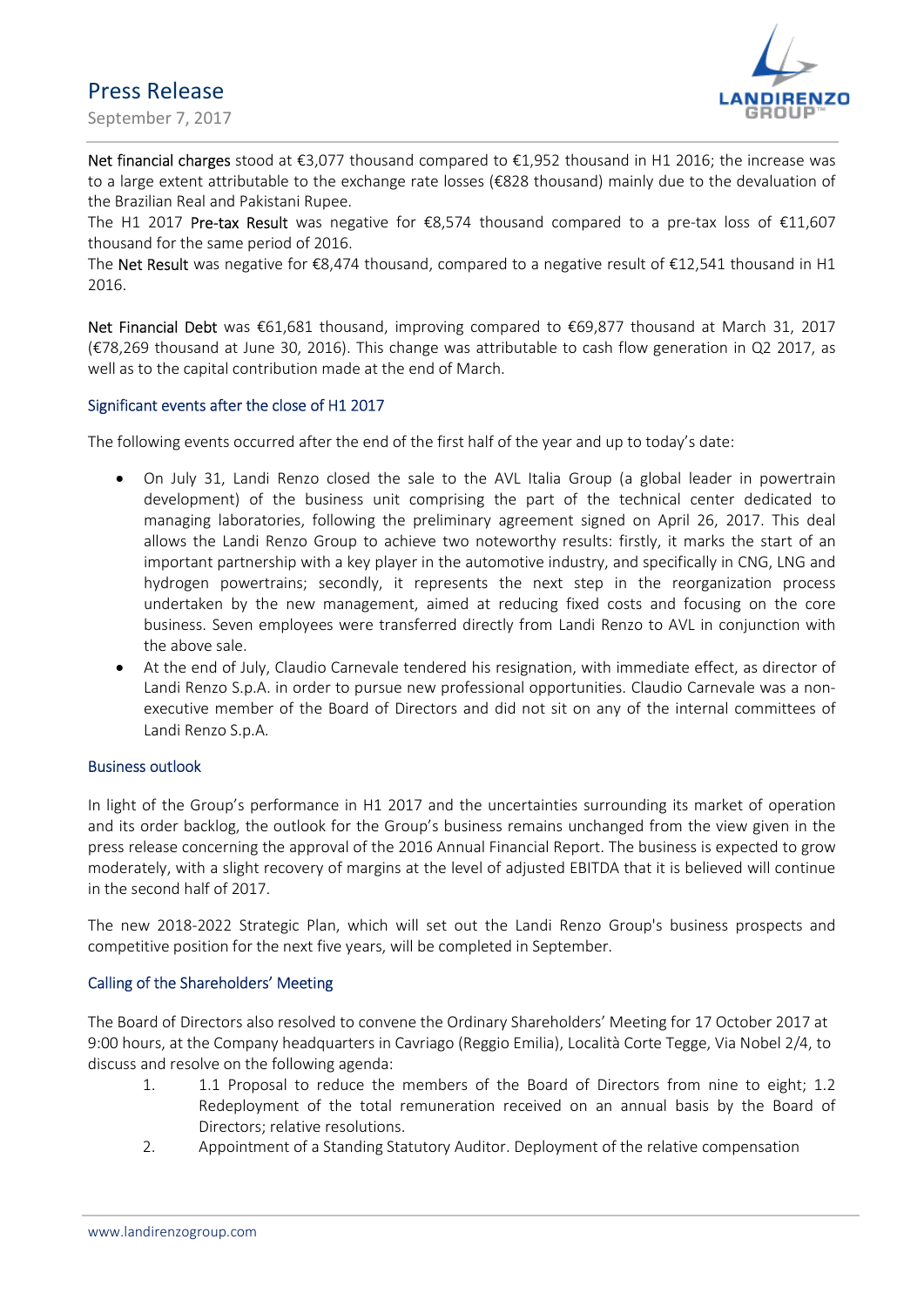**Net financial charges** stood at €3,077 thousand compared to €1,952 thousand in H1 2016; the increase was to a large extent attributable to the exchange rate losses (€828 thousand) mainly due to the devaluation of the Brazilian Real and Pakistani Rupee.
The H1 2017 **Pre-tax Result** was negative for €8,574 thousand compared to a pre-tax loss of €11,607 thousand for the same period of 2016.
The **Net Result** was negative for €8,474 thousand, compared to a negative result of €12,541 thousand in H1 2016.

**Net Financial Debt** was €61,681 thousand, improving compared to €69,877 thousand at March 31, 2017 (€78,269 thousand at June 30, 2016). This change was attributable to cash flow generation in Q2 2017, as well as to the capital contribution made at the end of March.

## Significant events after the close of H1 2017

The following events occurred after the end of the first half of the year and up to today's date:

- On July 31, Landi Renzo closed the sale to the AVL Italia Group (a global leader in powertrain development) of the business unit comprising the part of the technical center dedicated to managing laboratories, following the preliminary agreement signed on April 26, 2017. This deal allows the Landi Renzo Group to achieve two noteworthy results: firstly, it marks the start of an important partnership with a key player in the automotive industry, and specifically in CNG, LNG and hydrogen powertrains; secondly, it represents the next step in the reorganization process undertaken by the new management, aimed at reducing fixed costs and focusing on the core business. Seven employees were transferred directly from Landi Renzo to AVL in conjunction with the above sale.
- At the end of July, Claudio Carnevale tendered his resignation, with immediate effect, as director of Landi Renzo S.p.A. in order to pursue new professional opportunities. Claudio Carnevale was a non-executive member of the Board of Directors and did not sit on any of the internal committees of Landi Renzo S.p.A.

## Business outlook

In light of the Group's performance in H1 2017 and the uncertainties surrounding its market of operation and its order backlog, the outlook for the Group's business remains unchanged from the view given in the press release concerning the approval of the 2016 Annual Financial Report. The business is expected to grow moderately, with a slight recovery of margins at the level of adjusted EBITDA that it is believed will continue in the second half of 2017.

The new 2018-2022 Strategic Plan, which will set out the Landi Renzo Group's business prospects and competitive position for the next five years, will be completed in September.

## Calling of the Shareholders' Meeting

The Board of Directors also resolved to convene the Ordinary Shareholders' Meeting for 17 October 2017 at 9:00 hours, at the Company headquarters in Cavriago (Reggio Emilia), Località Corte Tegge, Via Nobel 2/4, to discuss and resolve on the following agenda:

1. 1.1 Proposal to reduce the members of the Board of Directors from nine to eight; 1.2 Redeployment of the total remuneration received on an annual basis by the Board of Directors; relative resolutions.
2. Appointment of a Standing Statutory Auditor. Deployment of the relative compensation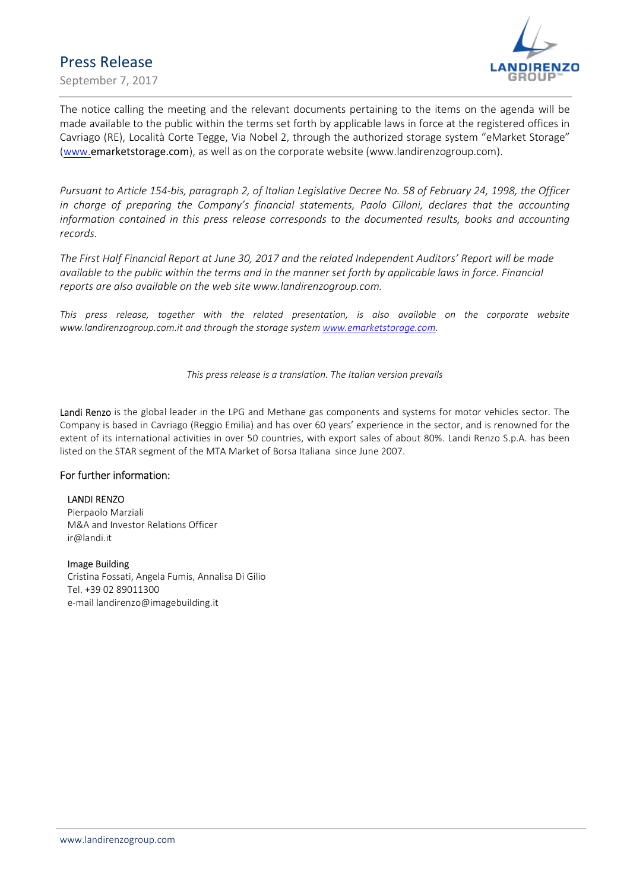The notice calling the meeting and the relevant documents pertaining to the items on the agenda will be made available to the public within the terms set forth by applicable laws in force at the registered offices in Cavriago (RE), Località Corte Tegge, Via Nobel 2, through the authorized storage system "eMarket Storage" (www.emarketstorage.com), as well as on the corporate website (www.landirenzogroup.com).

*Pursuant to Article 154-bis, paragraph 2, of Italian Legislative Decree No. 58 of February 24, 1998, the Officer in charge of preparing the Company's financial statements, Paolo Cilloni, declares that the accounting information contained in this press release corresponds to the documented results, books and accounting records.*

*The First Half Financial Report at June 30, 2017 and the related Independent Auditors' Report will be made available to the public within the terms and in the manner set forth by applicable laws in force. Financial reports are also available on the web site www.landirenzogroup.com.*

*This press release, together with the related presentation, is also available on the corporate website www.landirenzogroup.com.it and through the storage system www.emarketstorage.com.*

*This press release is a translation. The Italian version prevails*

Landi Renzo is the global leader in the LPG and Methane gas components and systems for motor vehicles sector. The Company is based in Cavriago (Reggio Emilia) and has over 60 years' experience in the sector, and is renowned for the extent of its international activities in over 50 countries, with export sales of about 80%. Landi Renzo S.p.A. has been listed on the STAR segment of the MTA Market of Borsa Italiana since June 2007.

## For further information:

LANDI RENZO
Pierpaolo Marziali
M&A and Investor Relations Officer
ir@landi.it

Image Building
Cristina Fossati, Angela Fumis, Annalisa Di Gilio
Tel. +39 02 89011300
e-mail landirenzo@imagebuilding.it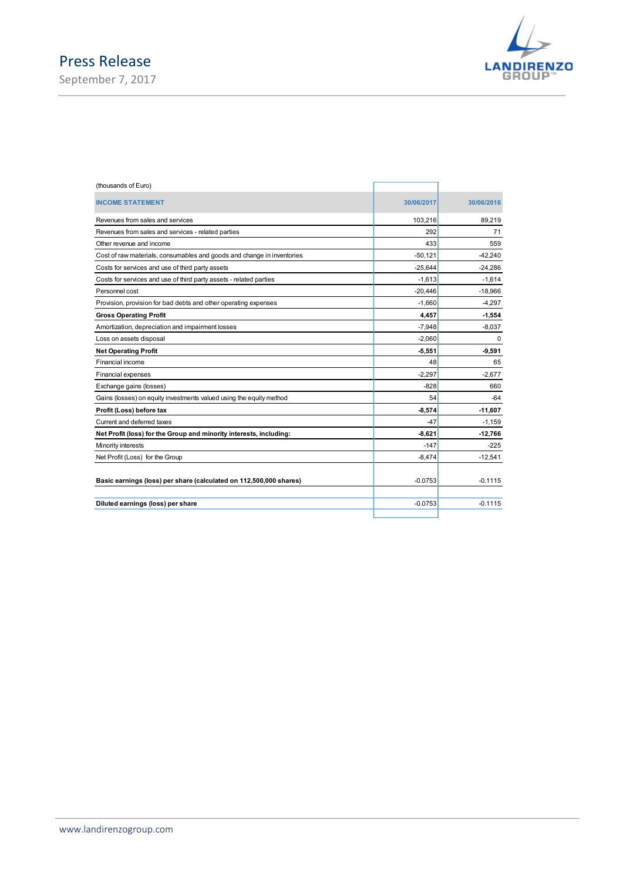(thousands of Euro)

| INCOME STATEMENT | 30/06/2017 | 30/06/2016 |
|---|---|---|
| Revenues from sales and services | 103,216 | 89,219 |
| Revenues from sales and services - related parties | 292 | 71 |
| Other revenue and income | 433 | 559 |
| Cost of raw materials, consumables and goods and change in inventories | -50,121 | -42,240 |
| Costs for services and use of third party assets | -25,644 | -24,286 |
| Costs for services and use of third party assets - related parties | -1,613 | -1,614 |
| Personnel cost | -20,446 | -18,966 |
| Provision, provision for bad debts and other operating expenses | -1,660 | -4,297 |
| **Gross Operating Profit** | **4,457** | **-1,554** |
| Amortization, depreciation and impairment losses | -7,948 | -8,037 |
| Loss on assets disposal | -2,060 | 0 |
| **Net Operating Profit** | **-5,551** | **-9,591** |
| Financial income | 48 | 65 |
| Financial expenses | -2,297 | -2,677 |
| Exchange gains (losses) | -828 | 660 |
| Gains (losses) on equity investments valued using the equity method | 54 | -64 |
| **Profit (Loss) before tax** | **-8,574** | **-11,607** |
| Current and deferred taxes | -47 | -1,159 |
| **Net Profit (loss) for the Group and minority interests, including:** | **-8,621** | **-12,766** |
| Minority interests | -147 | -225 |
| Net Profit (Loss) for the Group | -8,474 | -12,541 |
| **Basic earnings (loss) per share (calculated on 112,500,000 shares)** | -0.0753 | -0.1115 |
| **Diluted earnings (loss) per share** | -0.0753 | -0.1115 |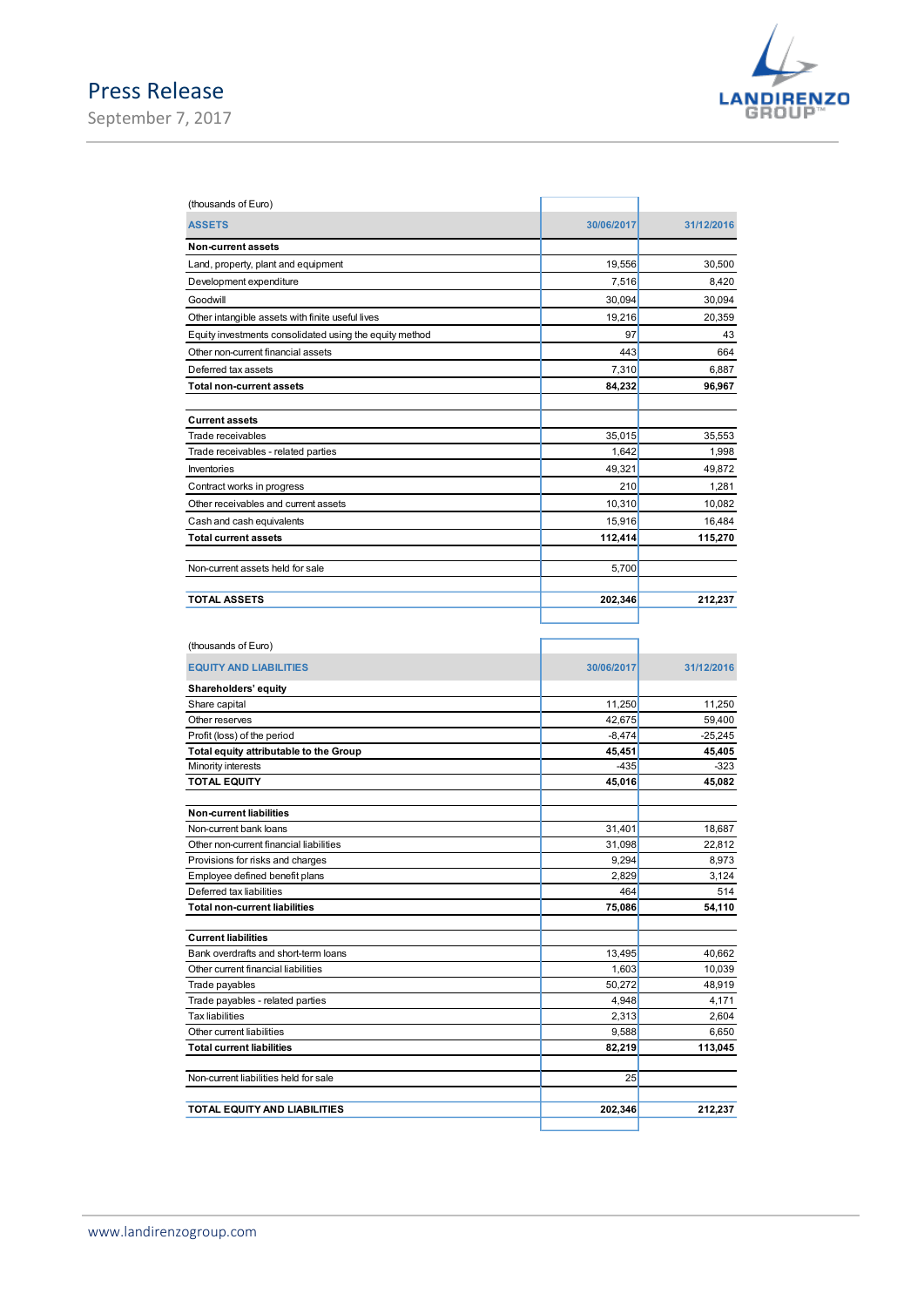(thousands of Euro)

| ASSETS | 30/06/2017 | 31/12/2016 |
|---|---|---|
| **Non-current assets** | | |
| Land, property, plant and equipment | 19,556 | 30,500 |
| Development expenditure | 7,516 | 8,420 |
| Goodwill | 30,094 | 30,094 |
| Other intangible assets with finite useful lives | 19,216 | 20,359 |
| Equity investments consolidated using the equity method | 97 | 43 |
| Other non-current financial assets | 443 | 664 |
| Deferred tax assets | 7,310 | 6,887 |
| **Total non-current assets** | **84,232** | **96,967** |
| | | |
| **Current assets** | | |
| Trade receivables | 35,015 | 35,553 |
| Trade receivables - related parties | 1,642 | 1,998 |
| Inventories | 49,321 | 49,872 |
| Contract works in progress | 210 | 1,281 |
| Other receivables and current assets | 10,310 | 10,082 |
| Cash and cash equivalents | 15,916 | 16,484 |
| **Total current assets** | **112,414** | **115,270** |
| | | |
| Non-current assets held for sale | 5,700 | |
| | | |
| **TOTAL ASSETS** | **202,346** | **212,237** |

(thousands of Euro)

| EQUITY AND LIABILITIES | 30/06/2017 | 31/12/2016 |
|---|---|---|
| **Shareholders' equity** | | |
| Share capital | 11,250 | 11,250 |
| Other reserves | 42,675 | 59,400 |
| Profit (loss) of the period | -8,474 | -25,245 |
| **Total equity attributable to the Group** | **45,451** | **45,405** |
| Minority interests | -435 | -323 |
| **TOTAL EQUITY** | **45,016** | **45,082** |
| | | |
| **Non-current liabilities** | | |
| Non-current bank loans | 31,401 | 18,687 |
| Other non-current financial liabilities | 31,098 | 22,812 |
| Provisions for risks and charges | 9,294 | 8,973 |
| Employee defined benefit plans | 2,829 | 3,124 |
| Deferred tax liabilities | 464 | 514 |
| **Total non-current liabilities** | **75,086** | **54,110** |
| | | |
| **Current liabilities** | | |
| Bank overdrafts and short-term loans | 13,495 | 40,662 |
| Other current financial liabilities | 1,603 | 10,039 |
| Trade payables | 50,272 | 48,919 |
| Trade payables - related parties | 4,948 | 4,171 |
| Tax liabilities | 2,313 | 2,604 |
| Other current liabilities | 9,588 | 6,650 |
| **Total current liabilities** | **82,219** | **113,045** |
| | | |
| Non-current liabilities held for sale | 25 | |
| | | |
| **TOTAL EQUITY AND LIABILITIES** | **202,346** | **212,237** |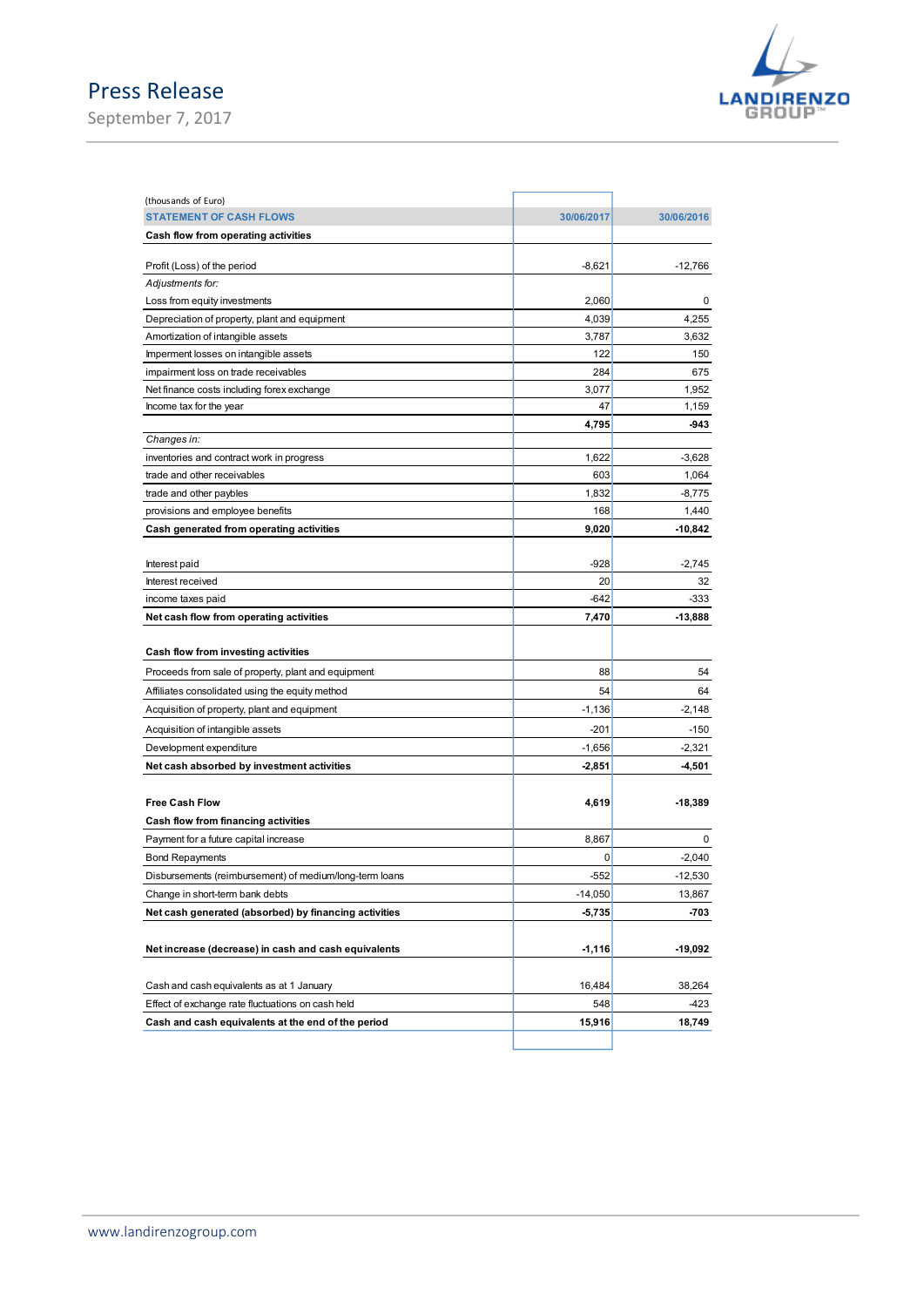(thousands of Euro)

| STATEMENT OF CASH FLOWS | 30/06/2017 | 30/06/2016 |
|---|---|---|
| **Cash flow from operating activities** | | |
| Profit (Loss) of the period | -8,621 | -12,766 |
| *Adjustments for:* | | |
| Loss from equity investments | 2,060 | 0 |
| Depreciation of property, plant and equipment | 4,039 | 4,255 |
| Amortization of intangible assets | 3,787 | 3,632 |
| Imperment losses on intangible assets | 122 | 150 |
| impairment loss on trade receivables | 284 | 675 |
| Net finance costs including forex exchange | 3,077 | 1,952 |
| Income tax for the year | 47 | 1,159 |
| | **4,795** | **-943** |
| *Changes in:* | | |
| inventories and contract work in progress | 1,622 | -3,628 |
| trade and other receivables | 603 | 1,064 |
| trade and other paybles | 1,832 | -8,775 |
| provisions and employee benefits | 168 | 1,440 |
| **Cash generated from operating activities** | **9,020** | **-10,842** |
| Interest paid | -928 | -2,745 |
| Interest received | 20 | 32 |
| income taxes paid | -642 | -333 |
| **Net cash flow from operating activities** | **7,470** | **-13,888** |
| **Cash flow from investing activities** | | |
| Proceeds from sale of property, plant and equipment | 88 | 54 |
| Affiliates consolidated using the equity method | 54 | 64 |
| Acquisition of property, plant and equipment | -1,136 | -2,148 |
| Acquisition of intangible assets | -201 | -150 |
| Development expenditure | -1,656 | -2,321 |
| **Net cash absorbed by investment activities** | **-2,851** | **-4,501** |
| **Free Cash Flow** | **4,619** | **-18,389** |
| **Cash flow from financing activities** | | |
| Payment for a future capital increase | 8,867 | 0 |
| Bond Repayments | 0 | -2,040 |
| Disbursements (reimbursement) of medium/long-term loans | -552 | -12,530 |
| Change in short-term bank debts | -14,050 | 13,867 |
| **Net cash generated (absorbed) by financing activities** | **-5,735** | **-703** |
| **Net increase (decrease) in cash and cash equivalents** | **-1,116** | **-19,092** |
| Cash and cash equivalents as at 1 January | 16,484 | 38,264 |
| Effect of exchange rate fluctuations on cash held | 548 | -423 |
| **Cash and cash equivalents at the end of the period** | **15,916** | **18,749** |